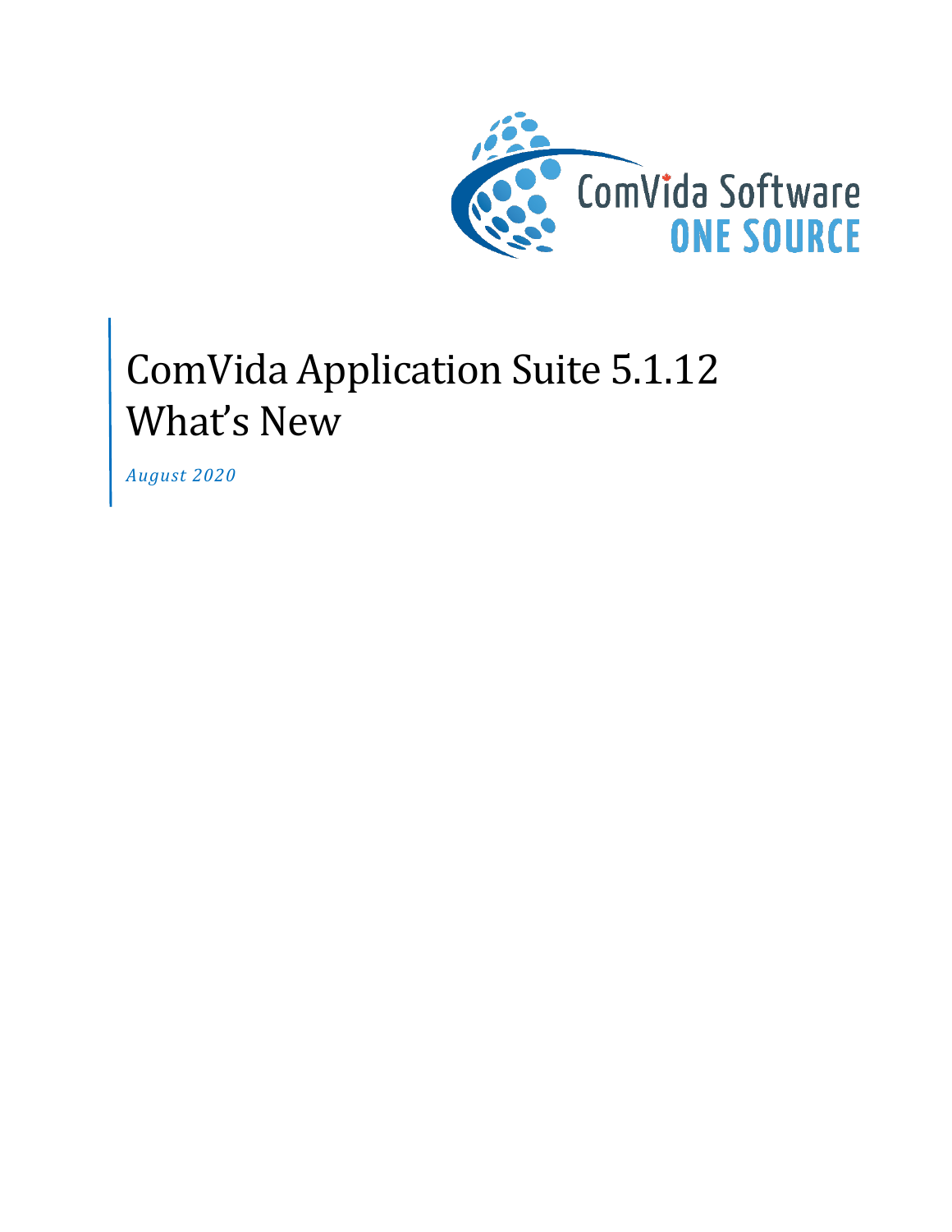ComVida Software
ONE SOURCE

# ComVida Application Suite 5.1.12 What's New

*August 2020*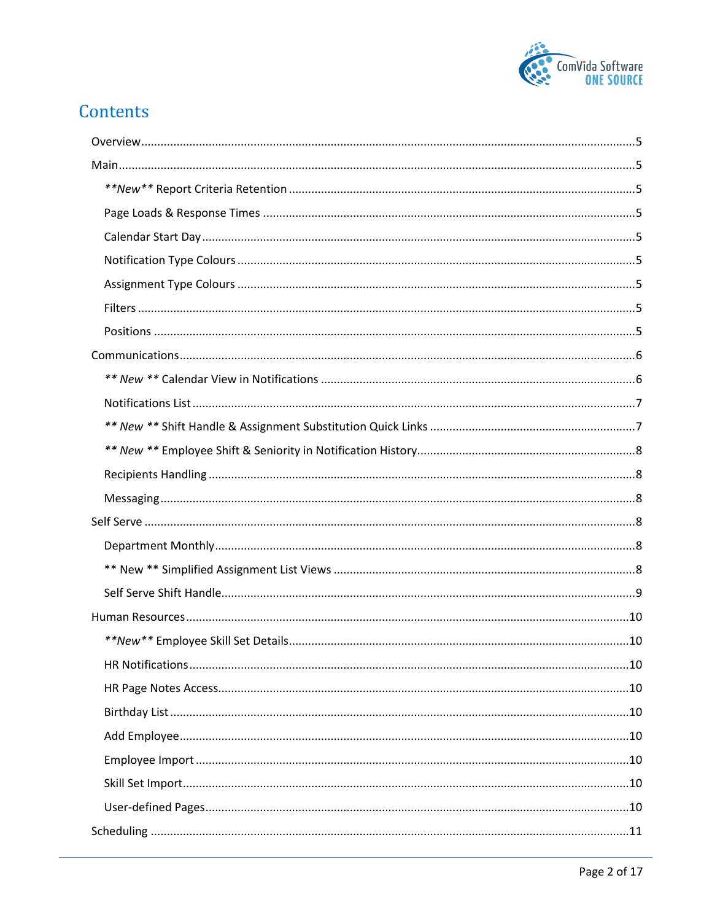# Contents

Overview ..... 5

Main ..... 5

- **New** Report Criteria Retention ..... 5
- Page Loads & Response Times ..... 5
- Calendar Start Day ..... 5
- Notification Type Colours ..... 5
- Assignment Type Colours ..... 5
- Filters ..... 5
- Positions ..... 5

Communications ..... 6

- ** New ** Calendar View in Notifications ..... 6
- Notifications List ..... 7
- ** New ** Shift Handle & Assignment Substitution Quick Links ..... 7
- ** New ** Employee Shift & Seniority in Notification History ..... 8
- Recipients Handling ..... 8
- Messaging ..... 8

Self Serve ..... 8

- Department Monthly ..... 8
- ** New ** Simplified Assignment List Views ..... 8
- Self Serve Shift Handle ..... 9

Human Resources ..... 10

- **New** Employee Skill Set Details ..... 10
- HR Notifications ..... 10
- HR Page Notes Access ..... 10
- Birthday List ..... 10
- Add Employee ..... 10
- Employee Import ..... 10
- Skill Set Import ..... 10
- User-defined Pages ..... 10

Scheduling ..... 11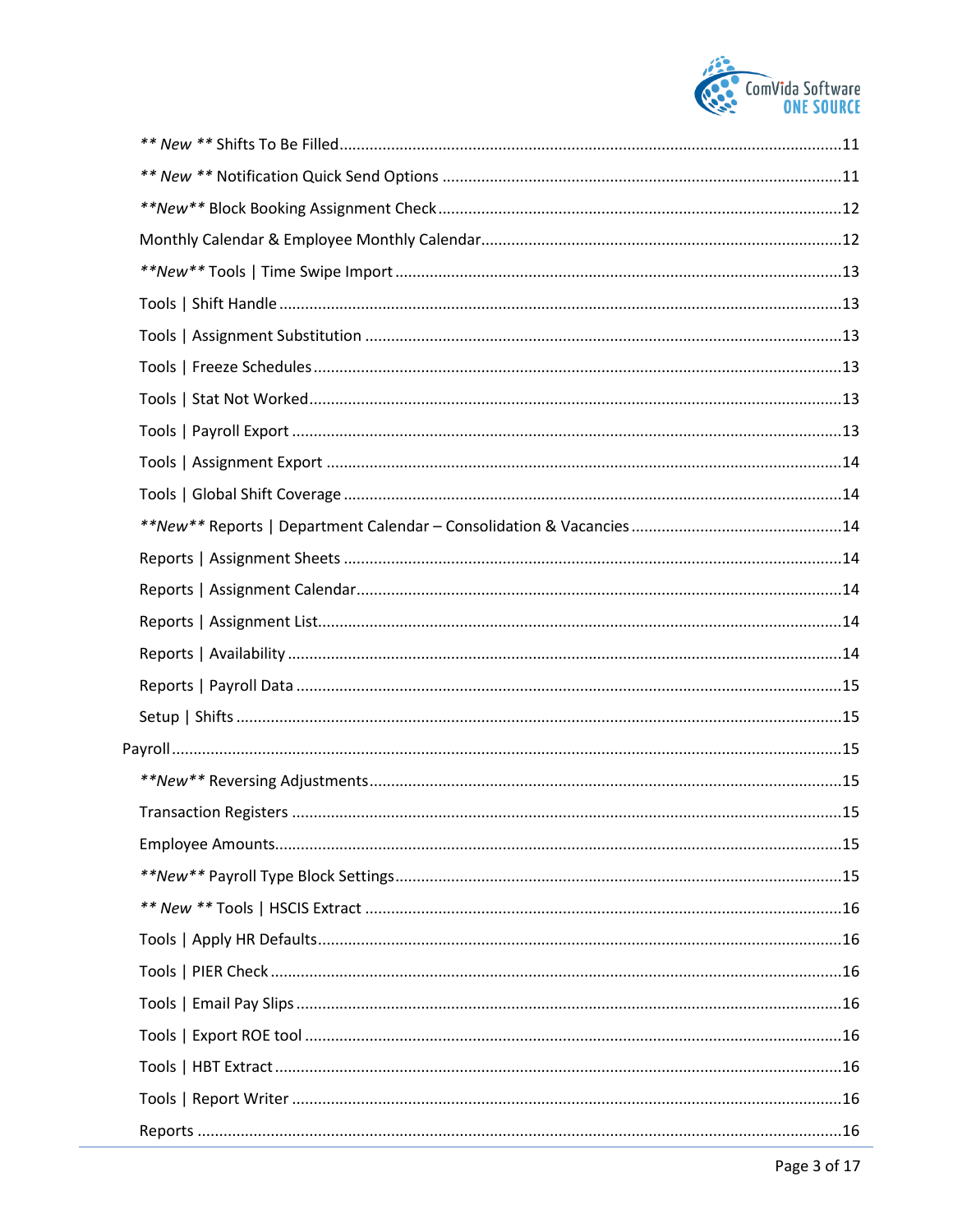*\*\* New \*\** Shifts To Be Filled ........ 11

*\*\* New \*\** Notification Quick Send Options ........ 11

*\*\*New\*\** Block Booking Assignment Check ........ 12

Monthly Calendar & Employee Monthly Calendar ........ 12

*\*\*New\*\** Tools | Time Swipe Import ........ 13

Tools | Shift Handle ........ 13

Tools | Assignment Substitution ........ 13

Tools | Freeze Schedules ........ 13

Tools | Stat Not Worked ........ 13

Tools | Payroll Export ........ 13

Tools | Assignment Export ........ 14

Tools | Global Shift Coverage ........ 14

*\*\*New\*\** Reports | Department Calendar – Consolidation & Vacancies ........ 14

Reports | Assignment Sheets ........ 14

Reports | Assignment Calendar ........ 14

Reports | Assignment List ........ 14

Reports | Availability ........ 14

Reports | Payroll Data ........ 15

Setup | Shifts ........ 15

Payroll ........ 15

*\*\*New\*\** Reversing Adjustments ........ 15

Transaction Registers ........ 15

Employee Amounts ........ 15

*\*\*New\*\** Payroll Type Block Settings ........ 15

*\*\* New \*\** Tools | HSCIS Extract ........ 16

Tools | Apply HR Defaults ........ 16

Tools | PIER Check ........ 16

Tools | Email Pay Slips ........ 16

Tools | Export ROE tool ........ 16

Tools | HBT Extract ........ 16

Tools | Report Writer ........ 16

Reports ........ 16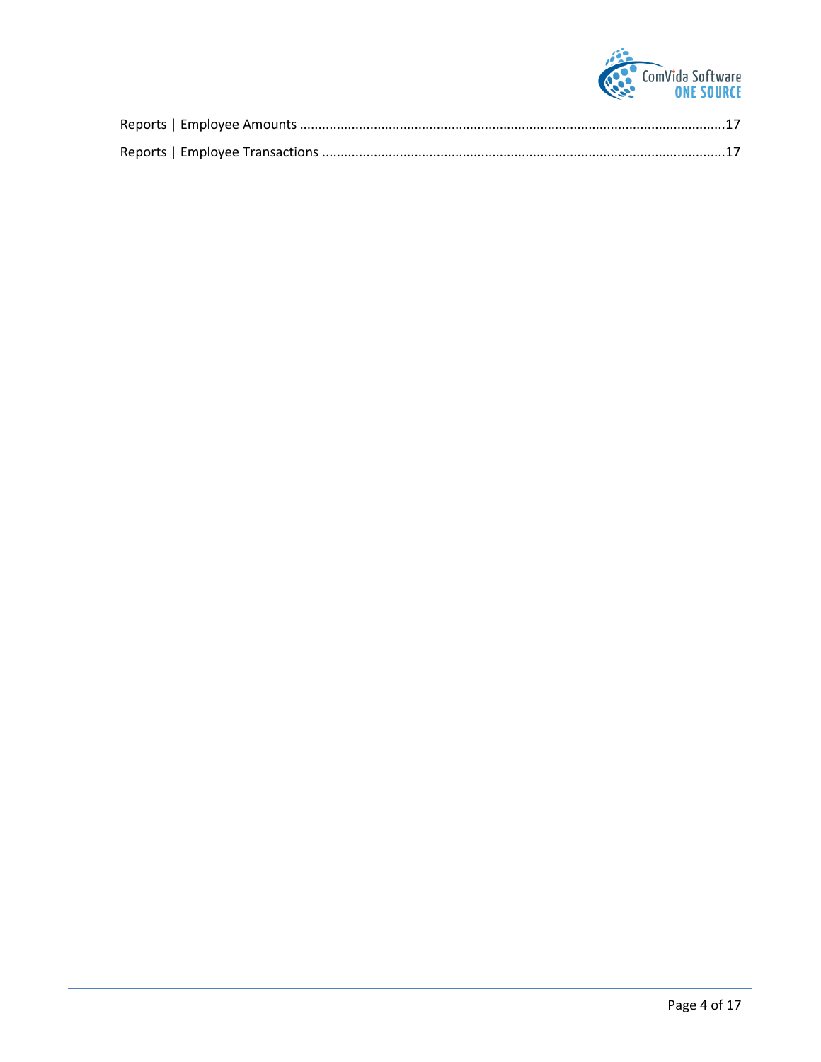Reports | Employee Amounts ....................................................................................................................17

Reports | Employee Transactions ..............................................................................................................17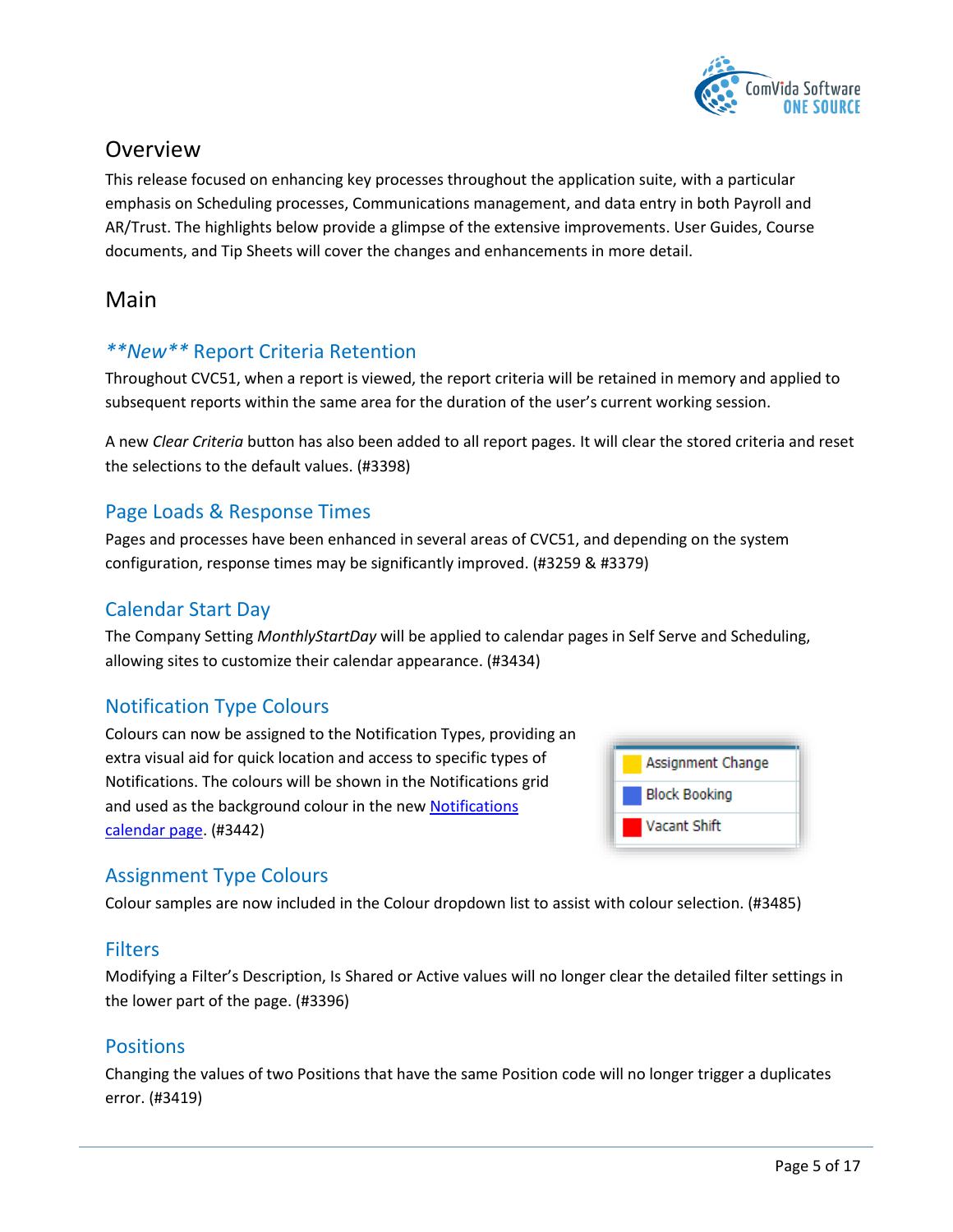## Overview

This release focused on enhancing key processes throughout the application suite, with a particular emphasis on Scheduling processes, Communications management, and data entry in both Payroll and AR/Trust. The highlights below provide a glimpse of the extensive improvements. User Guides, Course documents, and Tip Sheets will cover the changes and enhancements in more detail.

## Main

### ***\*\*New\*\**** Report Criteria Retention

Throughout CVC51, when a report is viewed, the report criteria will be retained in memory and applied to subsequent reports within the same area for the duration of the user's current working session.

A new *Clear Criteria* button has also been added to all report pages. It will clear the stored criteria and reset the selections to the default values. (#3398)

### Page Loads & Response Times

Pages and processes have been enhanced in several areas of CVC51, and depending on the system configuration, response times may be significantly improved. (#3259 & #3379)

### Calendar Start Day

The Company Setting *MonthlyStartDay* will be applied to calendar pages in Self Serve and Scheduling, allowing sites to customize their calendar appearance. (#3434)

### Notification Type Colours

Colours can now be assigned to the Notification Types, providing an extra visual aid for quick location and access to specific types of Notifications. The colours will be shown in the Notifications grid and used as the background colour in the new [Notifications calendar page](). (#3442)

| Assignment Change |
| --- |
| Block Booking |
| Vacant Shift |

### Assignment Type Colours

Colour samples are now included in the Colour dropdown list to assist with colour selection. (#3485)

### Filters

Modifying a Filter's Description, Is Shared or Active values will no longer clear the detailed filter settings in the lower part of the page. (#3396)

### Positions

Changing the values of two Positions that have the same Position code will no longer trigger a duplicates error. (#3419)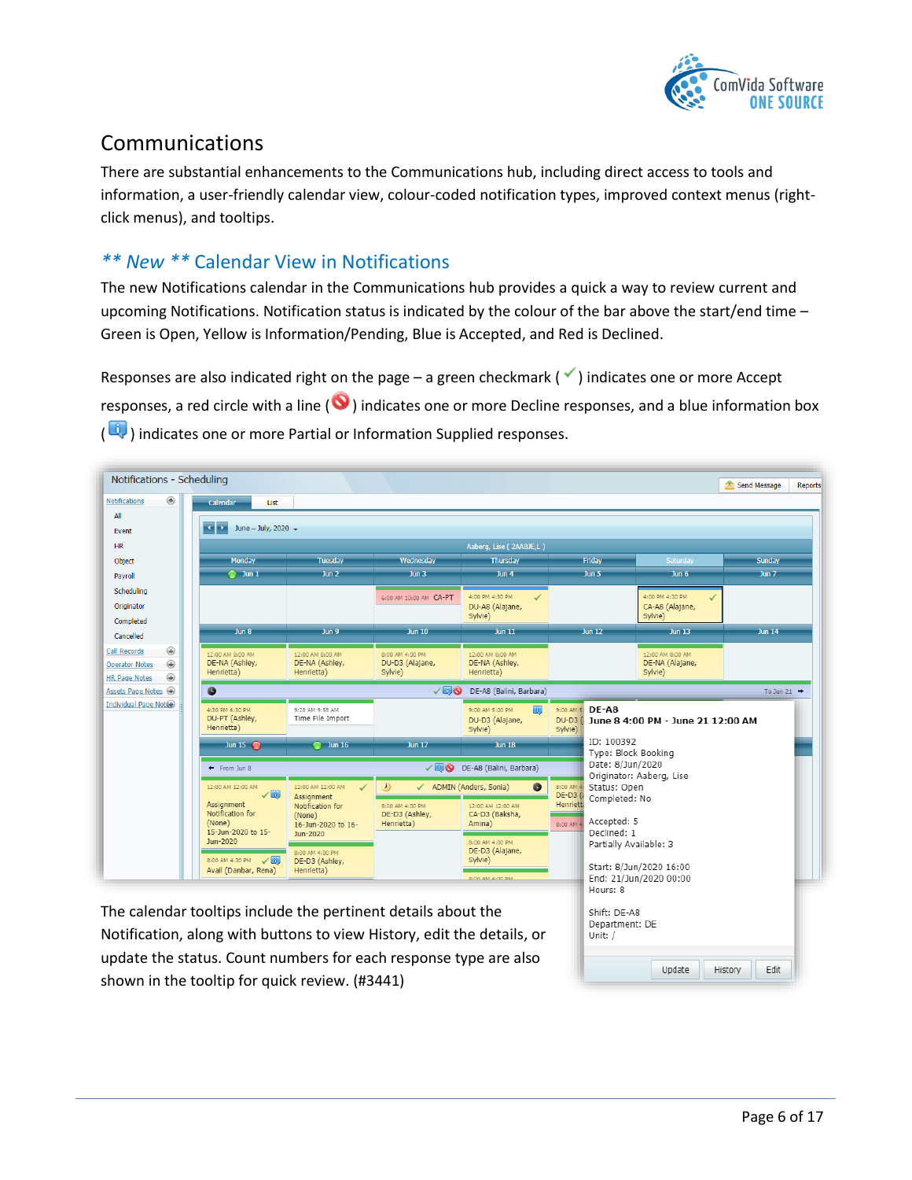## Communications

There are substantial enhancements to the Communications hub, including direct access to tools and information, a user-friendly calendar view, colour-coded notification types, improved context menus (right-click menus), and tooltips.

### ** New ** Calendar View in Notifications

The new Notifications calendar in the Communications hub provides a quick a way to review current and upcoming Notifications. Notification status is indicated by the colour of the bar above the start/end time – Green is Open, Yellow is Information/Pending, Blue is Accepted, and Red is Declined.

Responses are also indicated right on the page – a green checkmark ( ✓ ) indicates one or more Accept responses, a red circle with a line ( ) indicates one or more Decline responses, and a blue information box ( ) indicates one or more Partial or Information Supplied responses.

The calendar tooltips include the pertinent details about the Notification, along with buttons to view History, edit the details, or update the status. Count numbers for each response type are also shown in the tooltip for quick review. (#3441)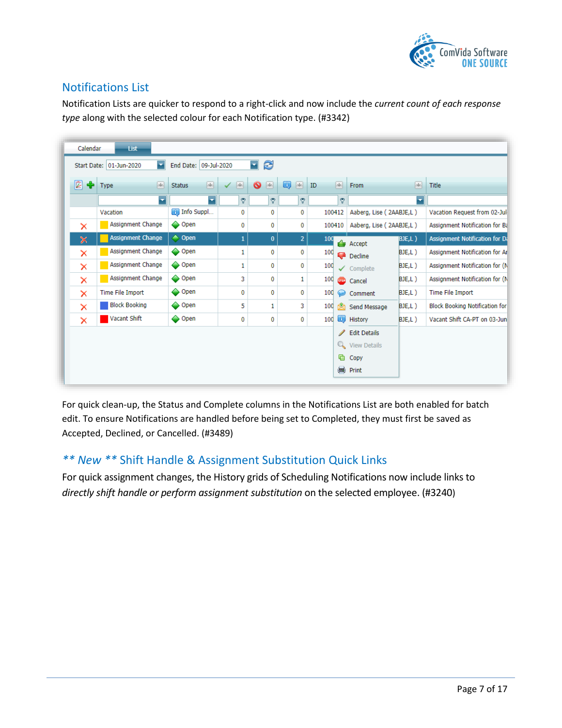## Notifications List

Notification Lists are quicker to respond to a right-click and now include the *current count of each response type* along with the selected colour for each Notification type. (#3342)

For quick clean-up, the Status and Complete columns in the Notifications List are both enabled for batch edit. To ensure Notifications are handled before being set to Completed, they must first be saved as Accepted, Declined, or Cancelled. (#3489)

## *\*\* New \*\** Shift Handle & Assignment Substitution Quick Links

For quick assignment changes, the History grids of Scheduling Notifications now include links to *directly shift handle or perform assignment substitution* on the selected employee. (#3240)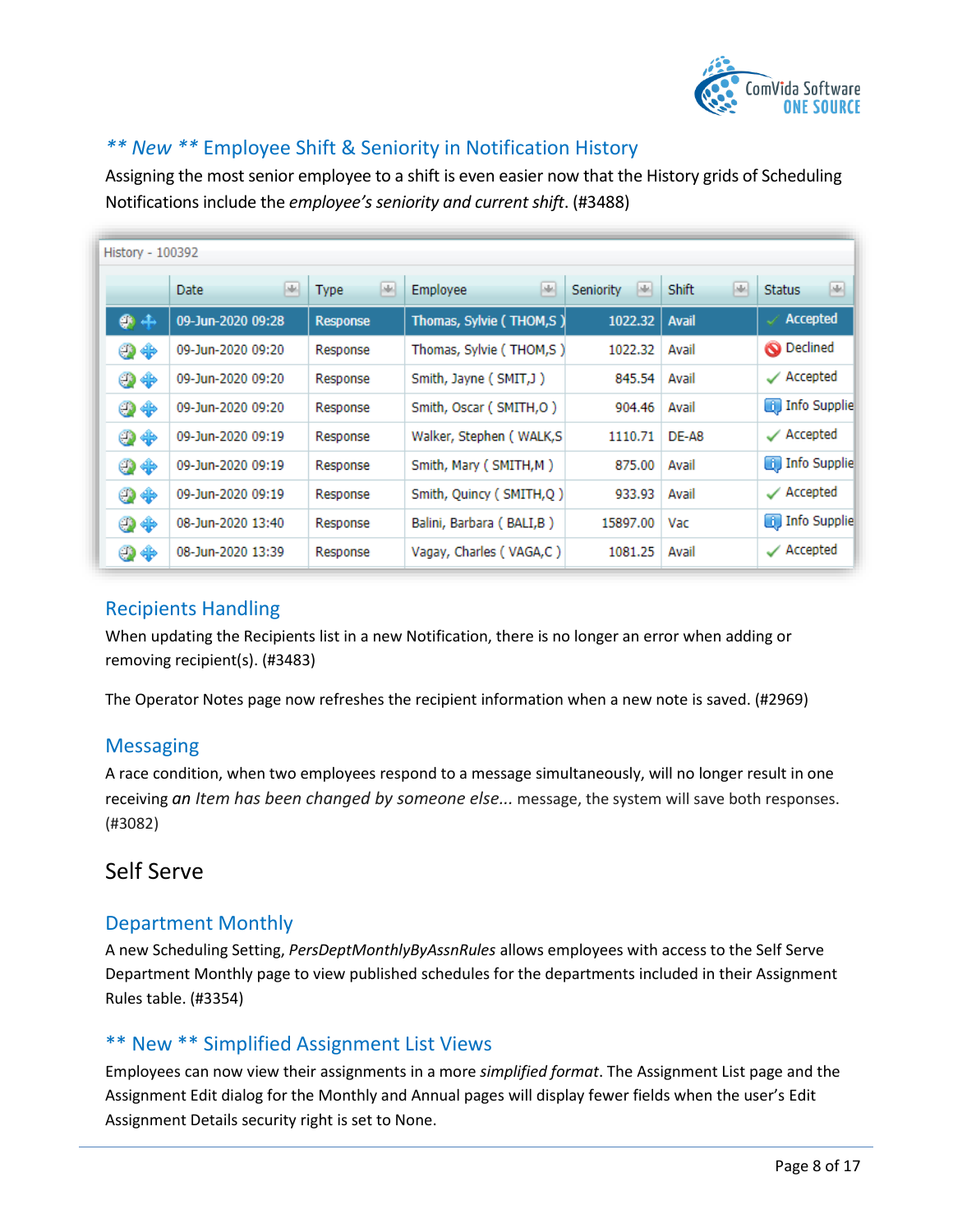## ** New ** Employee Shift & Seniority in Notification History

Assigning the most senior employee to a shift is even easier now that the History grids of Scheduling Notifications include the *employee's seniority and current shift*. (#3488)

History - 100392

| | Date | Type | Employee | Seniority | Shift | Status |
|---|---|---|---|---|---|---|
| | 09-Jun-2020 09:28 | Response | Thomas, Sylvie ( THOM,S ) | 1022.32 | Avail | Accepted |
| | 09-Jun-2020 09:20 | Response | Thomas, Sylvie ( THOM,S ) | 1022.32 | Avail | Declined |
| | 09-Jun-2020 09:20 | Response | Smith, Jayne ( SMIT,J ) | 845.54 | Avail | Accepted |
| | 09-Jun-2020 09:20 | Response | Smith, Oscar ( SMITH,O ) | 904.46 | Avail | Info Supplie |
| | 09-Jun-2020 09:19 | Response | Walker, Stephen ( WALK,S | 1110.71 | DE-A8 | Accepted |
| | 09-Jun-2020 09:19 | Response | Smith, Mary ( SMITH,M ) | 875.00 | Avail | Info Supplie |
| | 09-Jun-2020 09:19 | Response | Smith, Quincy ( SMITH,Q ) | 933.93 | Avail | Accepted |
| | 08-Jun-2020 13:40 | Response | Balini, Barbara ( BALI,B ) | 15897.00 | Vac | Info Supplie |
| | 08-Jun-2020 13:39 | Response | Vagay, Charles ( VAGA,C ) | 1081.25 | Avail | Accepted |

## Recipients Handling

When updating the Recipients list in a new Notification, there is no longer an error when adding or removing recipient(s). (#3483)

The Operator Notes page now refreshes the recipient information when a new note is saved. (#2969)

## Messaging

A race condition, when two employees respond to a message simultaneously, will no longer result in one receiving *an Item has been changed by someone else...* message, the system will save both responses. (#3082)

# Self Serve

## Department Monthly

A new Scheduling Setting, *PersDeptMonthlyByAssnRules* allows employees with access to the Self Serve Department Monthly page to view published schedules for the departments included in their Assignment Rules table. (#3354)

## ** New ** Simplified Assignment List Views

Employees can now view their assignments in a more *simplified format*. The Assignment List page and the Assignment Edit dialog for the Monthly and Annual pages will display fewer fields when the user's Edit Assignment Details security right is set to None.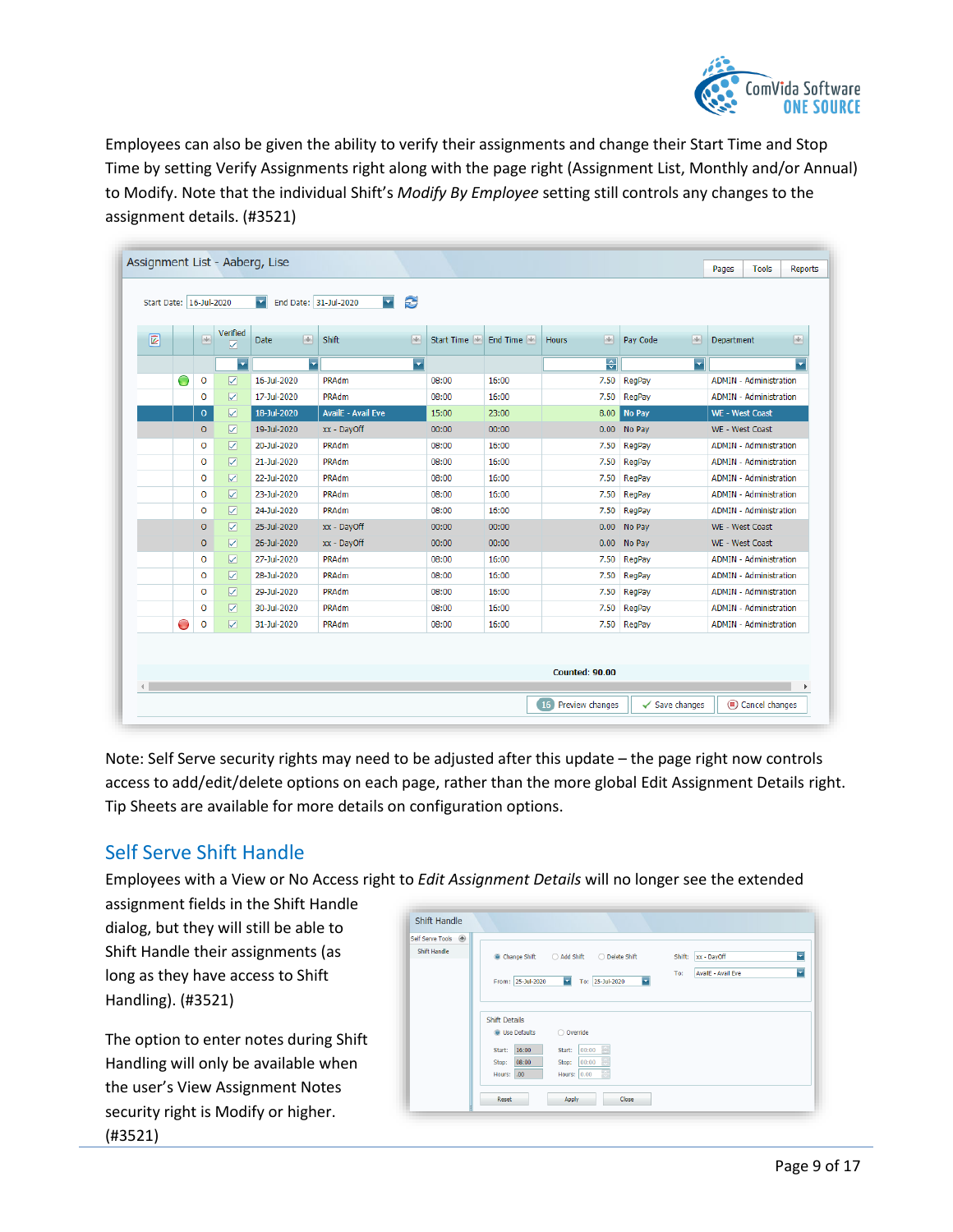Employees can also be given the ability to verify their assignments and change their Start Time and Stop Time by setting Verify Assignments right along with the page right (Assignment List, Monthly and/or Annual) to Modify. Note that the individual Shift's *Modify By Employee* setting still controls any changes to the assignment details. (#3521)

Note: Self Serve security rights may need to be adjusted after this update – the page right now controls access to add/edit/delete options on each page, rather than the more global Edit Assignment Details right. Tip Sheets are available for more details on configuration options.

## Self Serve Shift Handle

Employees with a View or No Access right to *Edit Assignment Details* will no longer see the extended assignment fields in the Shift Handle dialog, but they will still be able to Shift Handle their assignments (as long as they have access to Shift Handling). (#3521)

The option to enter notes during Shift Handling will only be available when the user's View Assignment Notes security right is Modify or higher. (#3521)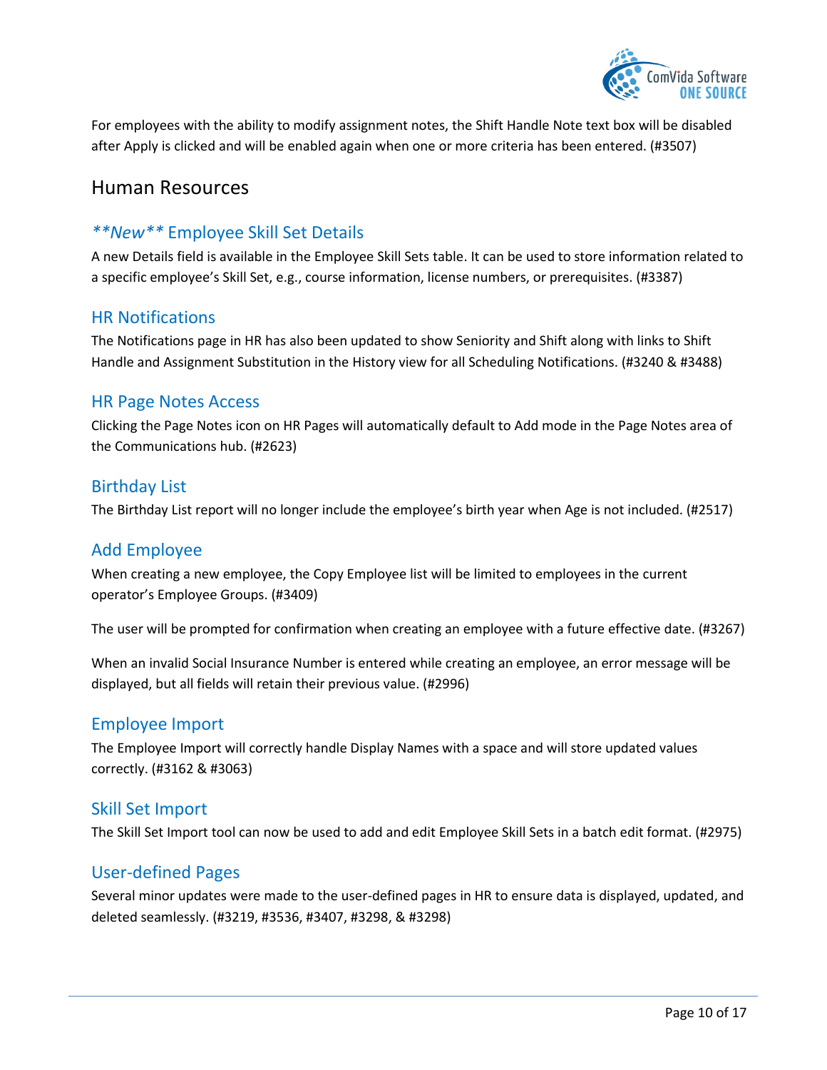For employees with the ability to modify assignment notes, the Shift Handle Note text box will be disabled after Apply is clicked and will be enabled again when one or more criteria has been entered. (#3507)

# Human Resources

## ***New*** Employee Skill Set Details

A new Details field is available in the Employee Skill Sets table. It can be used to store information related to a specific employee's Skill Set, e.g., course information, license numbers, or prerequisites. (#3387)

## HR Notifications

The Notifications page in HR has also been updated to show Seniority and Shift along with links to Shift Handle and Assignment Substitution in the History view for all Scheduling Notifications. (#3240 & #3488)

## HR Page Notes Access

Clicking the Page Notes icon on HR Pages will automatically default to Add mode in the Page Notes area of the Communications hub. (#2623)

## Birthday List

The Birthday List report will no longer include the employee's birth year when Age is not included. (#2517)

## Add Employee

When creating a new employee, the Copy Employee list will be limited to employees in the current operator's Employee Groups. (#3409)

The user will be prompted for confirmation when creating an employee with a future effective date. (#3267)

When an invalid Social Insurance Number is entered while creating an employee, an error message will be displayed, but all fields will retain their previous value. (#2996)

## Employee Import

The Employee Import will correctly handle Display Names with a space and will store updated values correctly. (#3162 & #3063)

## Skill Set Import

The Skill Set Import tool can now be used to add and edit Employee Skill Sets in a batch edit format. (#2975)

## User-defined Pages

Several minor updates were made to the user-defined pages in HR to ensure data is displayed, updated, and deleted seamlessly. (#3219, #3536, #3407, #3298, & #3298)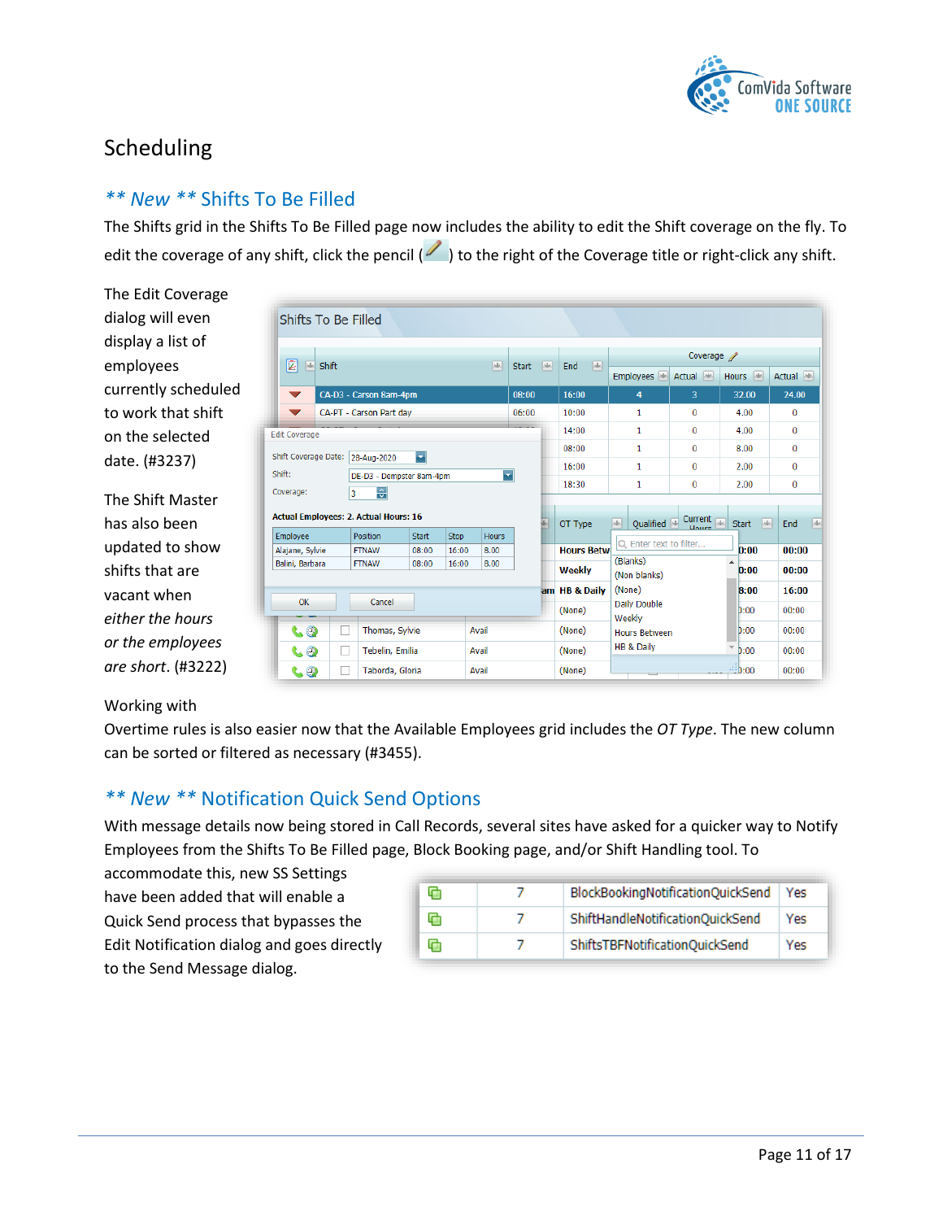## Scheduling

### ** New ** Shifts To Be Filled

The Shifts grid in the Shifts To Be Filled page now includes the ability to edit the Shift coverage on the fly. To edit the coverage of any shift, click the pencil ( ) to the right of the Coverage title or right-click any shift.

The Edit Coverage dialog will even display a list of employees currently scheduled to work that shift on the selected date. (#3237)

The Shift Master has also been updated to show shifts that are vacant when *either the hours or the employees are short*. (#3222)

Working with Overtime rules is also easier now that the Available Employees grid includes the *OT Type*. The new column can be sorted or filtered as necessary (#3455).

### ** New ** Notification Quick Send Options

With message details now being stored in Call Records, several sites have asked for a quicker way to Notify Employees from the Shifts To Be Filled page, Block Booking page, and/or Shift Handling tool. To accommodate this, new SS Settings have been added that will enable a Quick Send process that bypasses the Edit Notification dialog and goes directly to the Send Message dialog.

| | | | |
|---|---|---|---|
| | 7 | BlockBookingNotificationQuickSend | Yes |
| | 7 | ShiftHandleNotificationQuickSend | Yes |
| | 7 | ShiftsTBFNotificationQuickSend | Yes |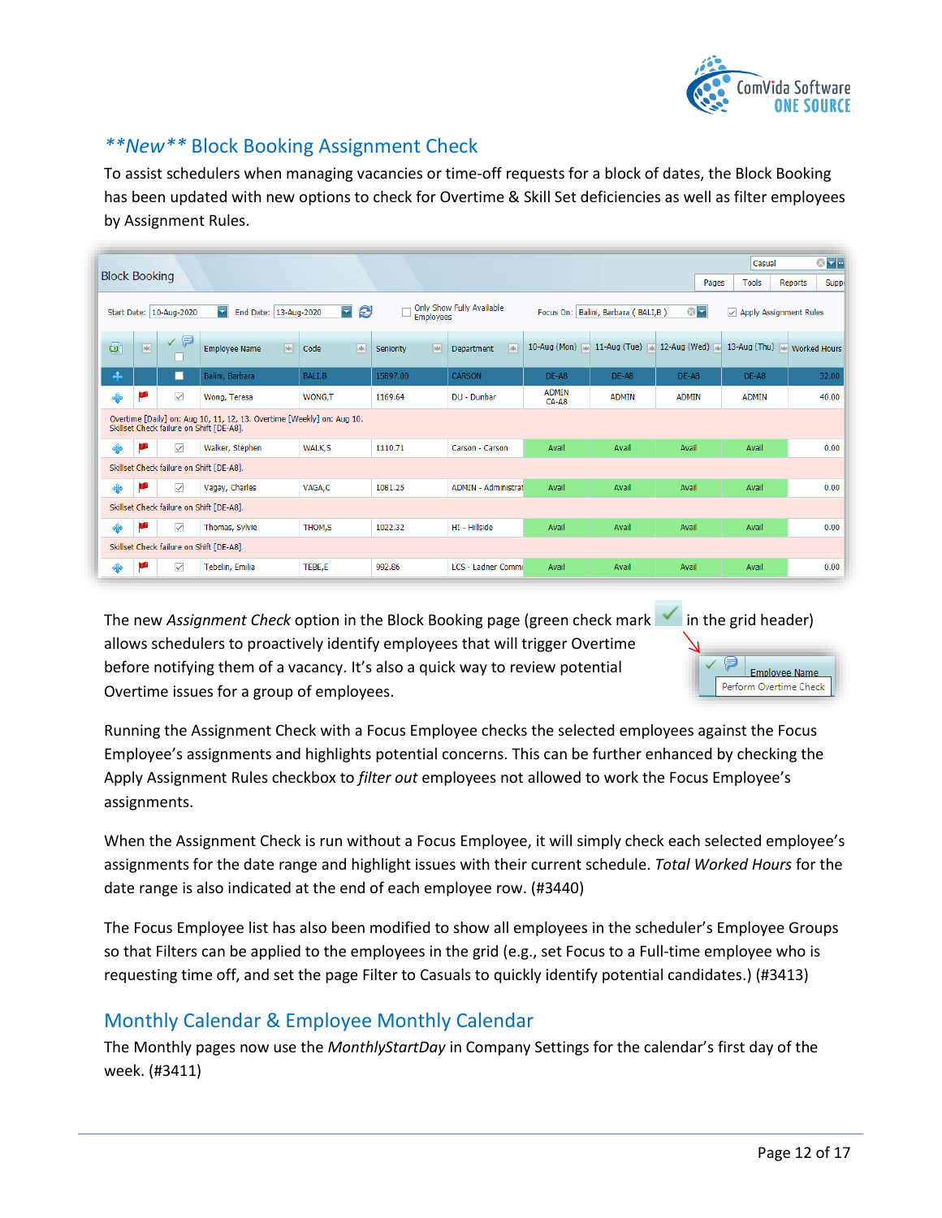## **New** Block Booking Assignment Check

To assist schedulers when managing vacancies or time-off requests for a block of dates, the Block Booking has been updated with new options to check for Overtime & Skill Set deficiencies as well as filter employees by Assignment Rules.

The new *Assignment Check* option in the Block Booking page (green check mark in the grid header) allows schedulers to proactively identify employees that will trigger Overtime before notifying them of a vacancy. It's also a quick way to review potential Overtime issues for a group of employees.

Running the Assignment Check with a Focus Employee checks the selected employees against the Focus Employee's assignments and highlights potential concerns. This can be further enhanced by checking the Apply Assignment Rules checkbox to *filter out* employees not allowed to work the Focus Employee's assignments.

When the Assignment Check is run without a Focus Employee, it will simply check each selected employee's assignments for the date range and highlight issues with their current schedule. *Total Worked Hours* for the date range is also indicated at the end of each employee row. (#3440)

The Focus Employee list has also been modified to show all employees in the scheduler's Employee Groups so that Filters can be applied to the employees in the grid (e.g., set Focus to a Full-time employee who is requesting time off, and set the page Filter to Casuals to quickly identify potential candidates.) (#3413)

## Monthly Calendar & Employee Monthly Calendar

The Monthly pages now use the *MonthlyStartDay* in Company Settings for the calendar's first day of the week. (#3411)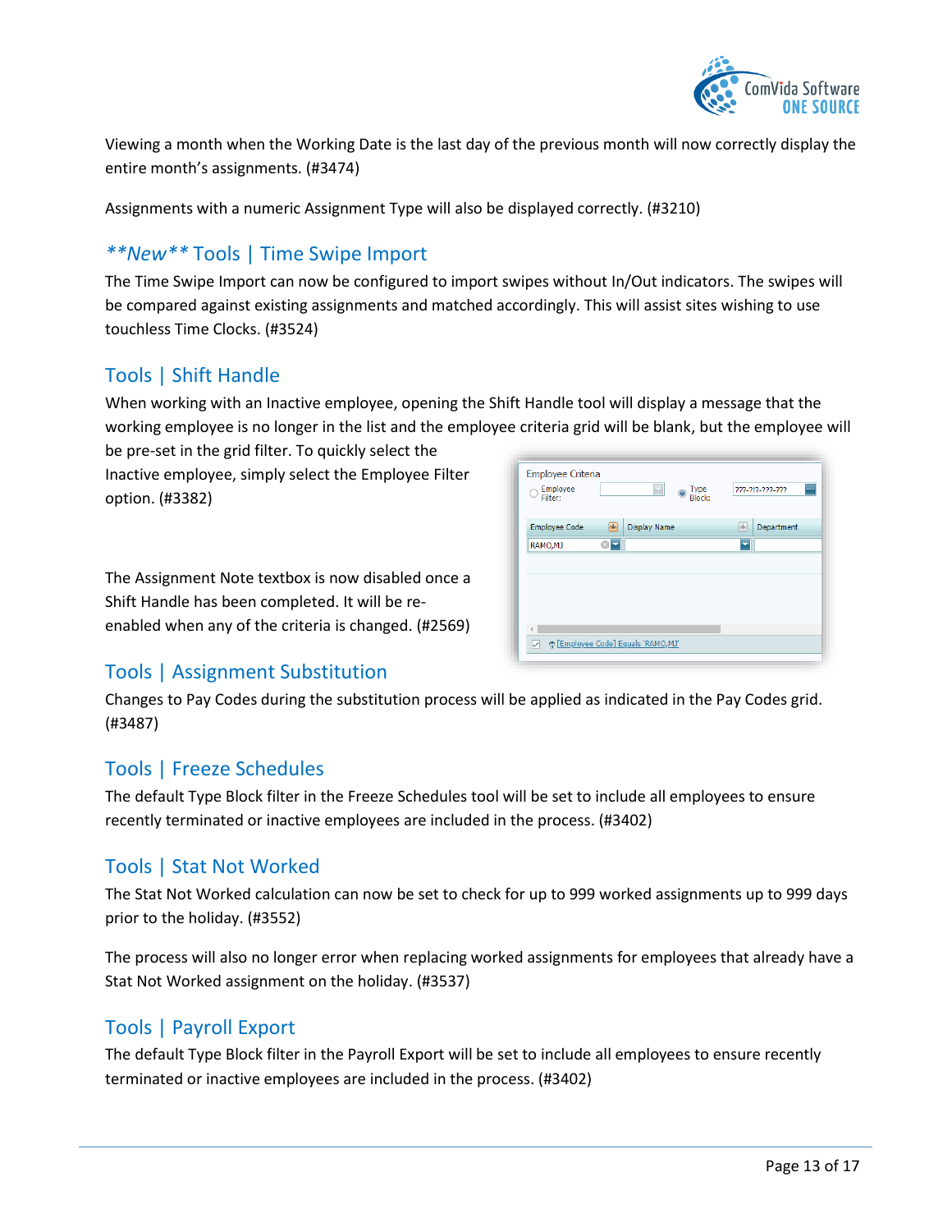Viewing a month when the Working Date is the last day of the previous month will now correctly display the entire month's assignments. (#3474)

Assignments with a numeric Assignment Type will also be displayed correctly. (#3210)

## *\*\*New\*\** Tools | Time Swipe Import

The Time Swipe Import can now be configured to import swipes without In/Out indicators. The swipes will be compared against existing assignments and matched accordingly. This will assist sites wishing to use touchless Time Clocks. (#3524)

## Tools | Shift Handle

When working with an Inactive employee, opening the Shift Handle tool will display a message that the working employee is no longer in the list and the employee criteria grid will be blank, but the employee will be pre-set in the grid filter. To quickly select the Inactive employee, simply select the Employee Filter option. (#3382)

The Assignment Note textbox is now disabled once a Shift Handle has been completed. It will be re-enabled when any of the criteria is changed. (#2569)

## Tools | Assignment Substitution

Changes to Pay Codes during the substitution process will be applied as indicated in the Pay Codes grid. (#3487)

## Tools | Freeze Schedules

The default Type Block filter in the Freeze Schedules tool will be set to include all employees to ensure recently terminated or inactive employees are included in the process. (#3402)

## Tools | Stat Not Worked

The Stat Not Worked calculation can now be set to check for up to 999 worked assignments up to 999 days prior to the holiday. (#3552)

The process will also no longer error when replacing worked assignments for employees that already have a Stat Not Worked assignment on the holiday. (#3537)

## Tools | Payroll Export

The default Type Block filter in the Payroll Export will be set to include all employees to ensure recently terminated or inactive employees are included in the process. (#3402)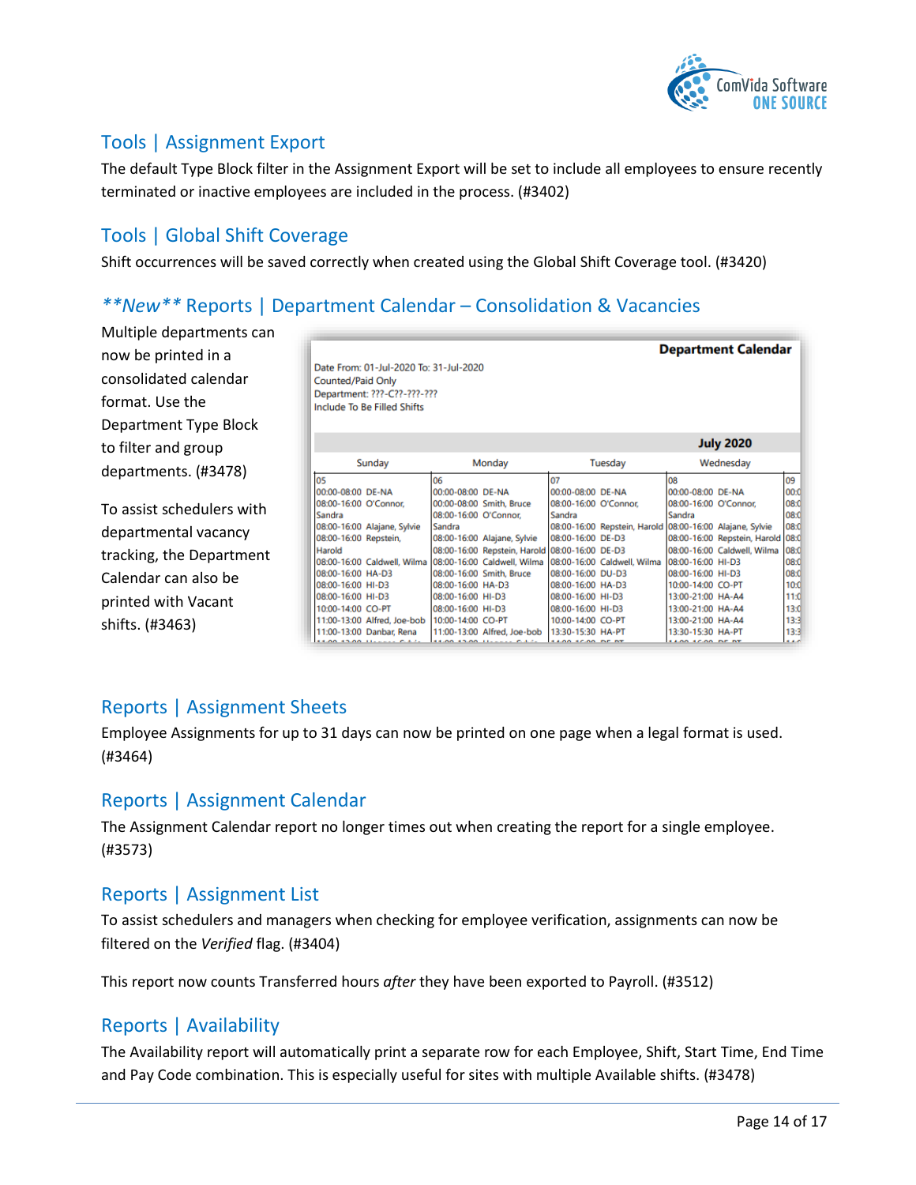## Tools | Assignment Export

The default Type Block filter in the Assignment Export will be set to include all employees to ensure recently terminated or inactive employees are included in the process. (#3402)

## Tools | Global Shift Coverage

Shift occurrences will be saved correctly when created using the Global Shift Coverage tool. (#3420)

## *\*\*New\*\** Reports | Department Calendar – Consolidation & Vacancies

Multiple departments can now be printed in a consolidated calendar format. Use the Department Type Block to filter and group departments. (#3478)

To assist schedulers with departmental vacancy tracking, the Department Calendar can also be printed with Vacant shifts. (#3463)

**Department Calendar**

Date From: 01-Jul-2020 To: 31-Jul-2020
Counted/Paid Only
Department: ???-C??-???-???
Include To Be Filled Shifts

**July 2020**

| Sunday | Monday | Tuesday | Wednesday |
|---|---|---|---|
| 05<br>00:00-08:00 DE-NA<br>08:00-16:00 O'Connor, Sandra<br>08:00-16:00 Alajane, Sylvie<br>08:00-16:00 Repstein, Harold<br>08:00-16:00 Caldwell, Wilma<br>08:00-16:00 HA-D3<br>08:00-16:00 HI-D3<br>08:00-16:00 HI-D3<br>10:00-14:00 CO-PT<br>11:00-13:00 Alfred, Joe-bob<br>11:00-13:00 Danbar, Rena | 06<br>00:00-08:00 DE-NA<br>00:00-08:00 Smith, Bruce<br>08:00-16:00 O'Connor, Sandra<br>08:00-16:00 Alajane, Sylvie<br>08:00-16:00 Repstein, Harold<br>08:00-16:00 Caldwell, Wilma<br>08:00-16:00 Smith, Bruce<br>08:00-16:00 HA-D3<br>08:00-16:00 HI-D3<br>08:00-16:00 HI-D3<br>10:00-14:00 CO-PT<br>11:00-13:00 Alfred, Joe-bob | 07<br>00:00-08:00 DE-NA<br>08:00-16:00 O'Connor, Sandra<br>08:00-16:00 Repstein, Harold<br>08:00-16:00 DE-D3<br>08:00-16:00 DE-D3<br>08:00-16:00 Caldwell, Wilma<br>08:00-16:00 DU-D3<br>08:00-16:00 HA-D3<br>08:00-16:00 HI-D3<br>08:00-16:00 HI-D3<br>10:00-14:00 CO-PT<br>13:30-15:30 HA-PT | 08<br>00:00-08:00 DE-NA<br>08:00-16:00 O'Connor, Sandra<br>08:00-16:00 Alajane, Sylvie<br>08:00-16:00 Repstein, Harold<br>08:00-16:00 Caldwell, Wilma<br>08:00-16:00 HI-D3<br>08:00-16:00 HI-D3<br>10:00-14:00 CO-PT<br>13:00-21:00 HA-A4<br>13:00-21:00 HA-A4<br>13:00-21:00 HA-A4<br>13:30-15:30 HA-PT |

## Reports | Assignment Sheets

Employee Assignments for up to 31 days can now be printed on one page when a legal format is used. (#3464)

## Reports | Assignment Calendar

The Assignment Calendar report no longer times out when creating the report for a single employee. (#3573)

## Reports | Assignment List

To assist schedulers and managers when checking for employee verification, assignments can now be filtered on the *Verified* flag. (#3404)

This report now counts Transferred hours *after* they have been exported to Payroll. (#3512)

## Reports | Availability

The Availability report will automatically print a separate row for each Employee, Shift, Start Time, End Time and Pay Code combination. This is especially useful for sites with multiple Available shifts. (#3478)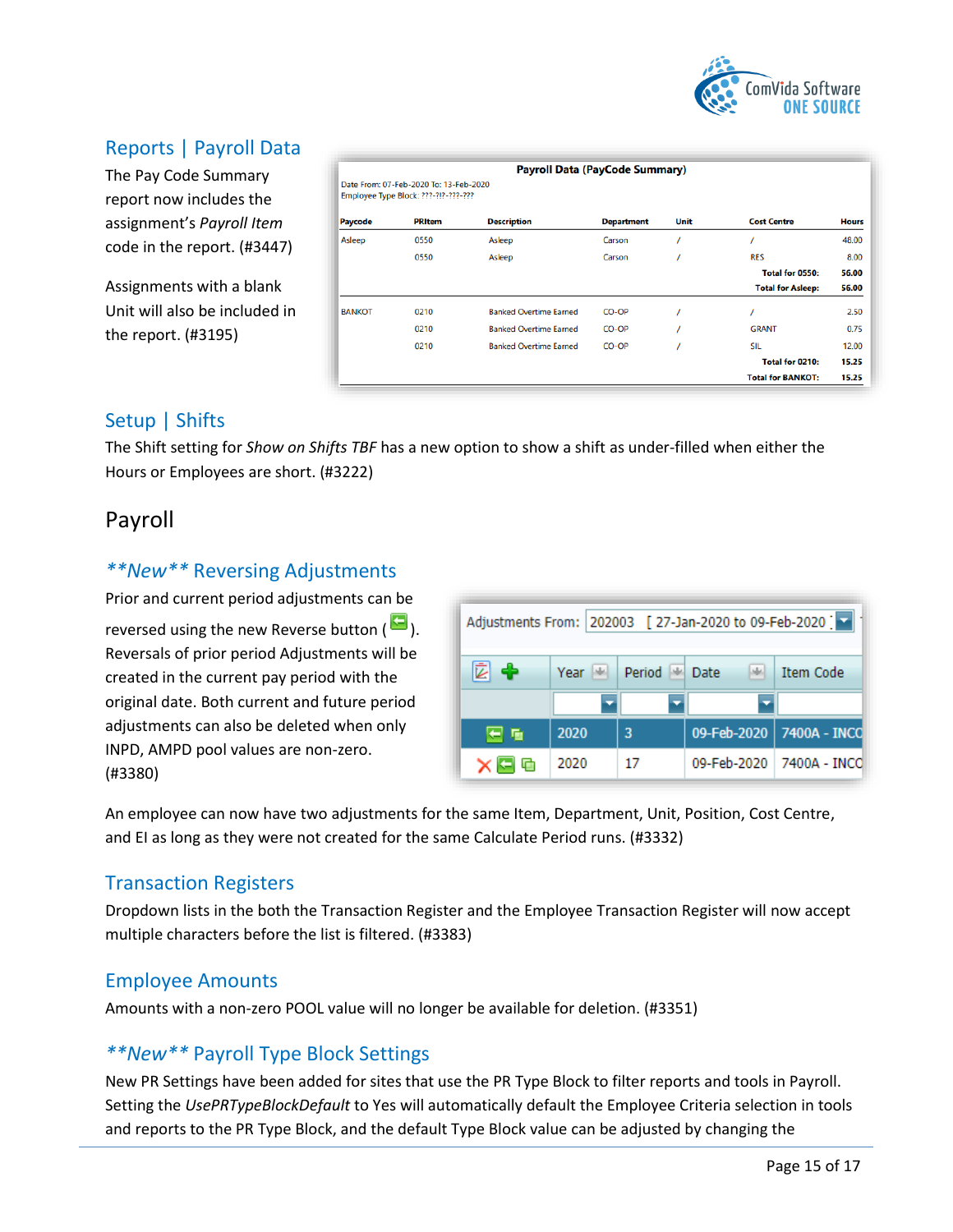## Reports | Payroll Data

The Pay Code Summary report now includes the assignment's *Payroll Item* code in the report. (#3447)

Assignments with a blank Unit will also be included in the report. (#3195)

**Payroll Data (PayCode Summary)**

Date From: 07-Feb-2020 To: 13-Feb-2020
Employee Type Block: ???-???-???-???

| Paycode | PRItem | Description | Department | Unit | Cost Centre | Hours |
|---|---|---|---|---|---|---|
| Asleep | 0550 | Asleep | Carson | / | / | 48.00 |
| | 0550 | Asleep | Carson | / | RES | 8.00 |
| | | | | | Total for 0550: | 56.00 |
| | | | | | Total for Asleep: | 56.00 |
| BANKOT | 0210 | Banked Overtime Earned | CO-OP | / | / | 2.50 |
| | 0210 | Banked Overtime Earned | CO-OP | / | GRANT | 0.75 |
| | 0210 | Banked Overtime Earned | CO-OP | / | SIL | 12.00 |
| | | | | | Total for 0210: | 15.25 |
| | | | | | Total for BANKOT: | 15.25 |

## Setup | Shifts

The Shift setting for *Show on Shifts TBF* has a new option to show a shift as under-filled when either the Hours or Employees are short. (#3222)

# Payroll

## ***New*** Reversing Adjustments

Prior and current period adjustments can be reversed using the new Reverse button ( ). Reversals of prior period Adjustments will be created in the current pay period with the original date. Both current and future period adjustments can also be deleted when only INPD, AMPD pool values are non-zero. (#3380)

Adjustments From: 202003 [ 27-Jan-2020 to 09-Feb-2020 ]

| | Year | Period | Date | Item Code |
|---|---|---|---|---|
| | 2020 | 3 | 09-Feb-2020 | 7400A - INCO |
| | 2020 | 17 | 09-Feb-2020 | 7400A - INCO |

An employee can now have two adjustments for the same Item, Department, Unit, Position, Cost Centre, and EI as long as they were not created for the same Calculate Period runs. (#3332)

## Transaction Registers

Dropdown lists in the both the Transaction Register and the Employee Transaction Register will now accept multiple characters before the list is filtered. (#3383)

## Employee Amounts

Amounts with a non-zero POOL value will no longer be available for deletion. (#3351)

## ***New*** Payroll Type Block Settings

New PR Settings have been added for sites that use the PR Type Block to filter reports and tools in Payroll. Setting the *UsePRTypeBlockDefault* to Yes will automatically default the Employee Criteria selection in tools and reports to the PR Type Block, and the default Type Block value can be adjusted by changing the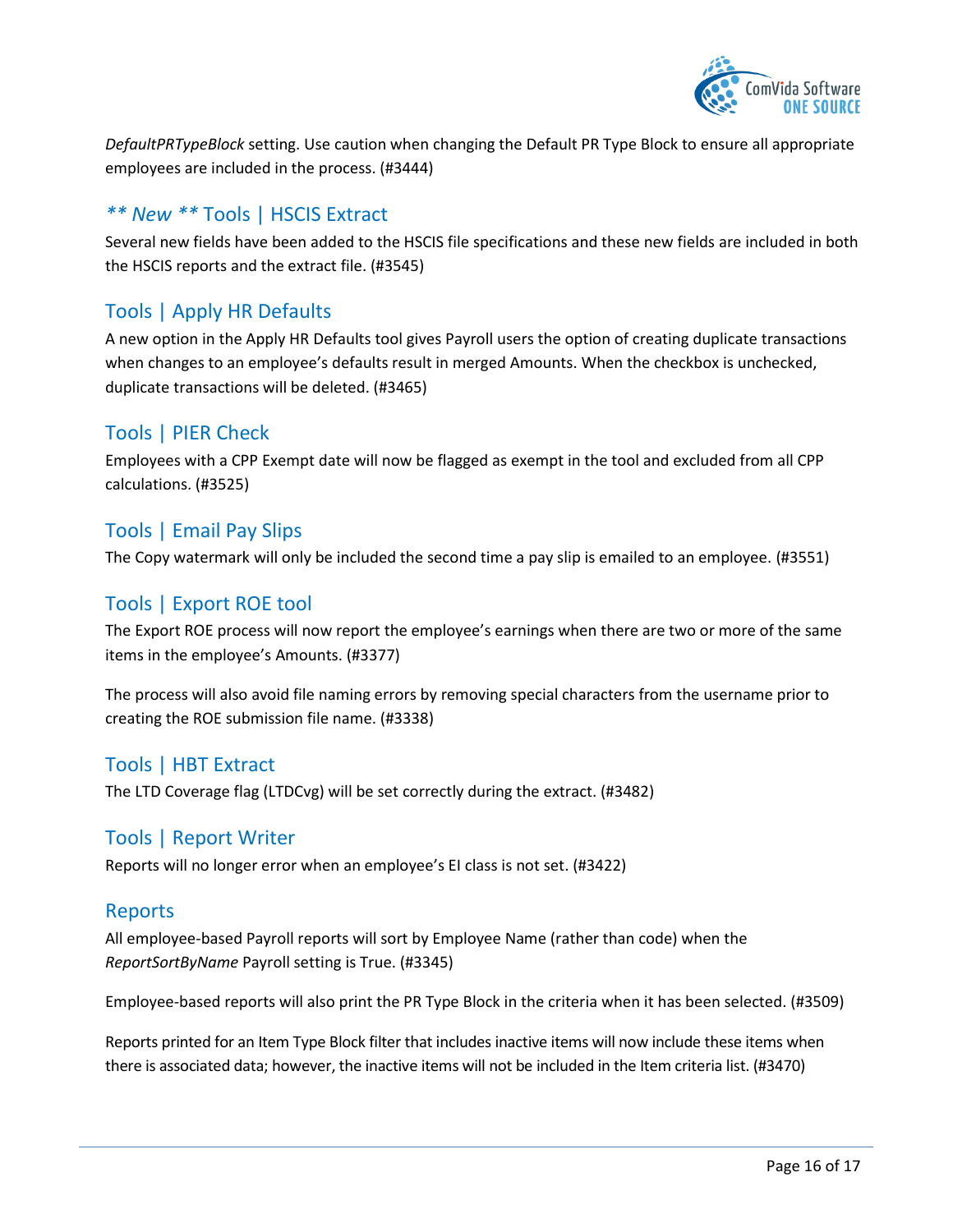*DefaultPRTypeBlock* setting. Use caution when changing the Default PR Type Block to ensure all appropriate employees are included in the process. (#3444)

## *** New *** Tools | HSCIS Extract

Several new fields have been added to the HSCIS file specifications and these new fields are included in both the HSCIS reports and the extract file. (#3545)

## Tools | Apply HR Defaults

A new option in the Apply HR Defaults tool gives Payroll users the option of creating duplicate transactions when changes to an employee's defaults result in merged Amounts. When the checkbox is unchecked, duplicate transactions will be deleted. (#3465)

## Tools | PIER Check

Employees with a CPP Exempt date will now be flagged as exempt in the tool and excluded from all CPP calculations. (#3525)

## Tools | Email Pay Slips

The Copy watermark will only be included the second time a pay slip is emailed to an employee. (#3551)

## Tools | Export ROE tool

The Export ROE process will now report the employee's earnings when there are two or more of the same items in the employee's Amounts. (#3377)

The process will also avoid file naming errors by removing special characters from the username prior to creating the ROE submission file name. (#3338)

## Tools | HBT Extract

The LTD Coverage flag (LTDCvg) will be set correctly during the extract. (#3482)

## Tools | Report Writer

Reports will no longer error when an employee's EI class is not set. (#3422)

## Reports

All employee-based Payroll reports will sort by Employee Name (rather than code) when the *ReportSortByName* Payroll setting is True. (#3345)

Employee-based reports will also print the PR Type Block in the criteria when it has been selected. (#3509)

Reports printed for an Item Type Block filter that includes inactive items will now include these items when there is associated data; however, the inactive items will not be included in the Item criteria list. (#3470)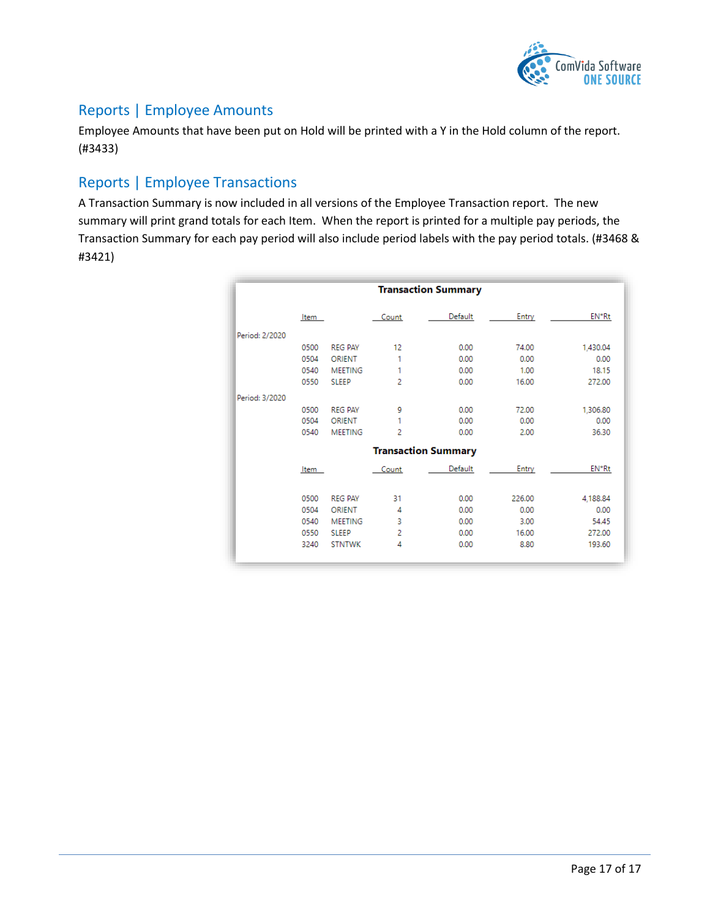## Reports | Employee Amounts

Employee Amounts that have been put on Hold will be printed with a Y in the Hold column of the report. (#3433)

## Reports | Employee Transactions

A Transaction Summary is now included in all versions of the Employee Transaction report. The new summary will print grand totals for each Item. When the report is printed for a multiple pay periods, the Transaction Summary for each pay period will also include period labels with the pay period totals. (#3468 & #3421)

**Transaction Summary**

| | Item | | Count | Default | Entry | EN*Rt |
|---|---|---|---|---|---|---|
| Period: 2/2020 | | | | | | |
| | 0500 | REG PAY | 12 | 0.00 | 74.00 | 1,430.04 |
| | 0504 | ORIENT | 1 | 0.00 | 0.00 | 0.00 |
| | 0540 | MEETING | 1 | 0.00 | 1.00 | 18.15 |
| | 0550 | SLEEP | 2 | 0.00 | 16.00 | 272.00 |
| Period: 3/2020 | | | | | | |
| | 0500 | REG PAY | 9 | 0.00 | 72.00 | 1,306.80 |
| | 0504 | ORIENT | 1 | 0.00 | 0.00 | 0.00 |
| | 0540 | MEETING | 2 | 0.00 | 2.00 | 36.30 |

**Transaction Summary**

| Item | | Count | Default | Entry | EN*Rt |
|---|---|---|---|---|---|
| 0500 | REG PAY | 31 | 0.00 | 226.00 | 4,188.84 |
| 0504 | ORIENT | 4 | 0.00 | 0.00 | 0.00 |
| 0540 | MEETING | 3 | 0.00 | 3.00 | 54.45 |
| 0550 | SLEEP | 2 | 0.00 | 16.00 | 272.00 |
| 3240 | STNTWK | 4 | 0.00 | 8.80 | 193.60 |